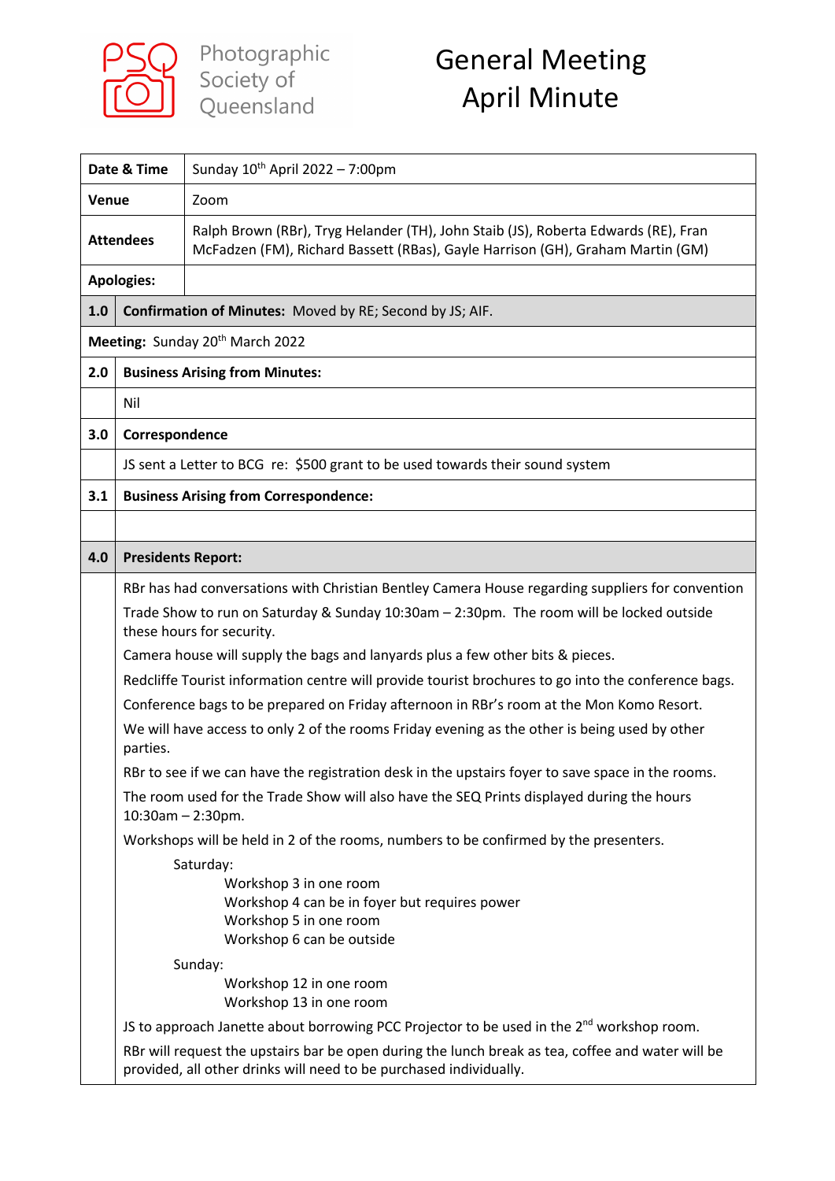Photographic Society of Queensland

# General Meeting April Minute

| | |
|---|---|
| **Date & Time** | Sunday 10th April 2022 – 7:00pm |
| **Venue** | Zoom |
| **Attendees** | Ralph Brown (RBr), Tryg Helander (TH), John Staib (JS), Roberta Edwards (RE), Fran McFadzen (FM), Richard Bassett (RBas), Gayle Harrison (GH), Graham Martin (GM) |
| **Apologies:** | |

| | |
|---|---|
| **1.0** | **Confirmation of Minutes:** Moved by RE; Second by JS; AIF. |
| **Meeting:** Sunday 20th March 2022 | |
| **2.0** | **Business Arising from Minutes:** |
| | Nil |
| **3.0** | **Correspondence** |
| | JS sent a Letter to BCG re: $500 grant to be used towards their sound system |
| **3.1** | **Business Arising from Correspondence:** |
| | |
| **4.0** | **Presidents Report:** |

RBr has had conversations with Christian Bentley Camera House regarding suppliers for convention

Trade Show to run on Saturday & Sunday 10:30am – 2:30pm. The room will be locked outside these hours for security.

Camera house will supply the bags and lanyards plus a few other bits & pieces.

Redcliffe Tourist information centre will provide tourist brochures to go into the conference bags.

Conference bags to be prepared on Friday afternoon in RBr's room at the Mon Komo Resort.

We will have access to only 2 of the rooms Friday evening as the other is being used by other parties.

RBr to see if we can have the registration desk in the upstairs foyer to save space in the rooms.

The room used for the Trade Show will also have the SEQ Prints displayed during the hours 10:30am – 2:30pm.

Workshops will be held in 2 of the rooms, numbers to be confirmed by the presenters.

Saturday:
- Workshop 3 in one room
- Workshop 4 can be in foyer but requires power
- Workshop 5 in one room
- Workshop 6 can be outside

Sunday:
- Workshop 12 in one room
- Workshop 13 in one room

JS to approach Janette about borrowing PCC Projector to be used in the 2nd workshop room.

RBr will request the upstairs bar be open during the lunch break as tea, coffee and water will be provided, all other drinks will need to be purchased individually.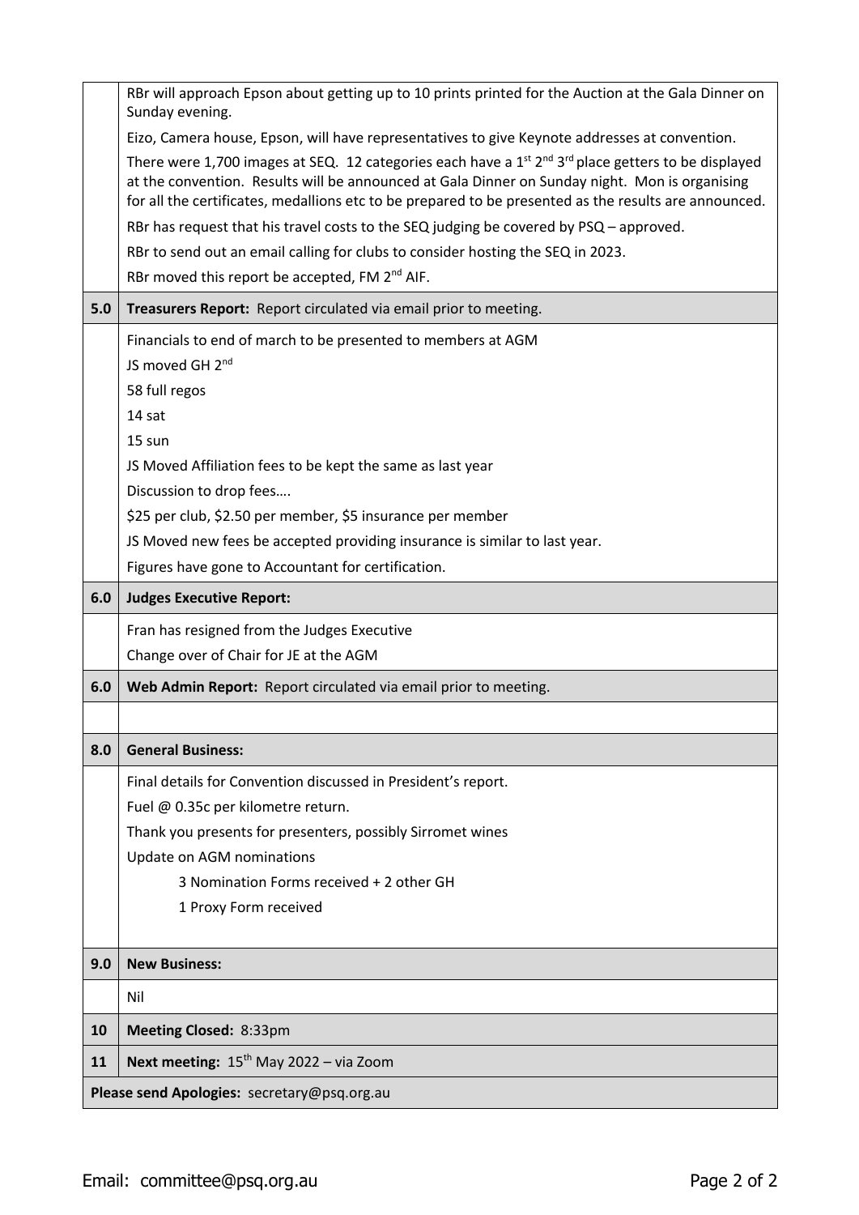| | |
|---|---|
| | RBr will approach Epson about getting up to 10 prints printed for the Auction at the Gala Dinner on Sunday evening.<br><br>Eizo, Camera house, Epson, will have representatives to give Keynote addresses at convention.<br><br>There were 1,700 images at SEQ. 12 categories each have a 1st 2nd 3rd place getters to be displayed at the convention. Results will be announced at Gala Dinner on Sunday night. Mon is organising for all the certificates, medallions etc to be prepared to be presented as the results are announced.<br><br>RBr has request that his travel costs to the SEQ judging be covered by PSQ – approved.<br><br>RBr to send out an email calling for clubs to consider hosting the SEQ in 2023.<br><br>RBr moved this report be accepted, FM 2nd AIF. |
| **5.0** | **Treasurers Report:** Report circulated via email prior to meeting. |
| | Financials to end of march to be presented to members at AGM<br><br>JS moved GH 2nd<br><br>58 full regos<br><br>14 sat<br><br>15 sun<br><br>JS Moved Affiliation fees to be kept the same as last year<br><br>Discussion to drop fees….<br><br>$25 per club, $2.50 per member, $5 insurance per member<br><br>JS Moved new fees be accepted providing insurance is similar to last year.<br><br>Figures have gone to Accountant for certification. |
| **6.0** | **Judges Executive Report:** |
| | Fran has resigned from the Judges Executive<br><br>Change over of Chair for JE at the AGM |
| **6.0** | **Web Admin Report:** Report circulated via email prior to meeting. |
| | |
| **8.0** | **General Business:** |
| | Final details for Convention discussed in President's report.<br><br>Fuel @ 0.35c per kilometre return.<br><br>Thank you presents for presenters, possibly Sirromet wines<br><br>Update on AGM nominations<br><br>3 Nomination Forms received + 2 other GH<br><br>1 Proxy Form received |
| **9.0** | **New Business:** |
| | Nil |
| **10** | **Meeting Closed:** 8:33pm |
| **11** | **Next meeting:** 15th May 2022 – via Zoom |
| **Please send Apologies:** secretary@psq.org.au | |

Email: committee@psq.org.au